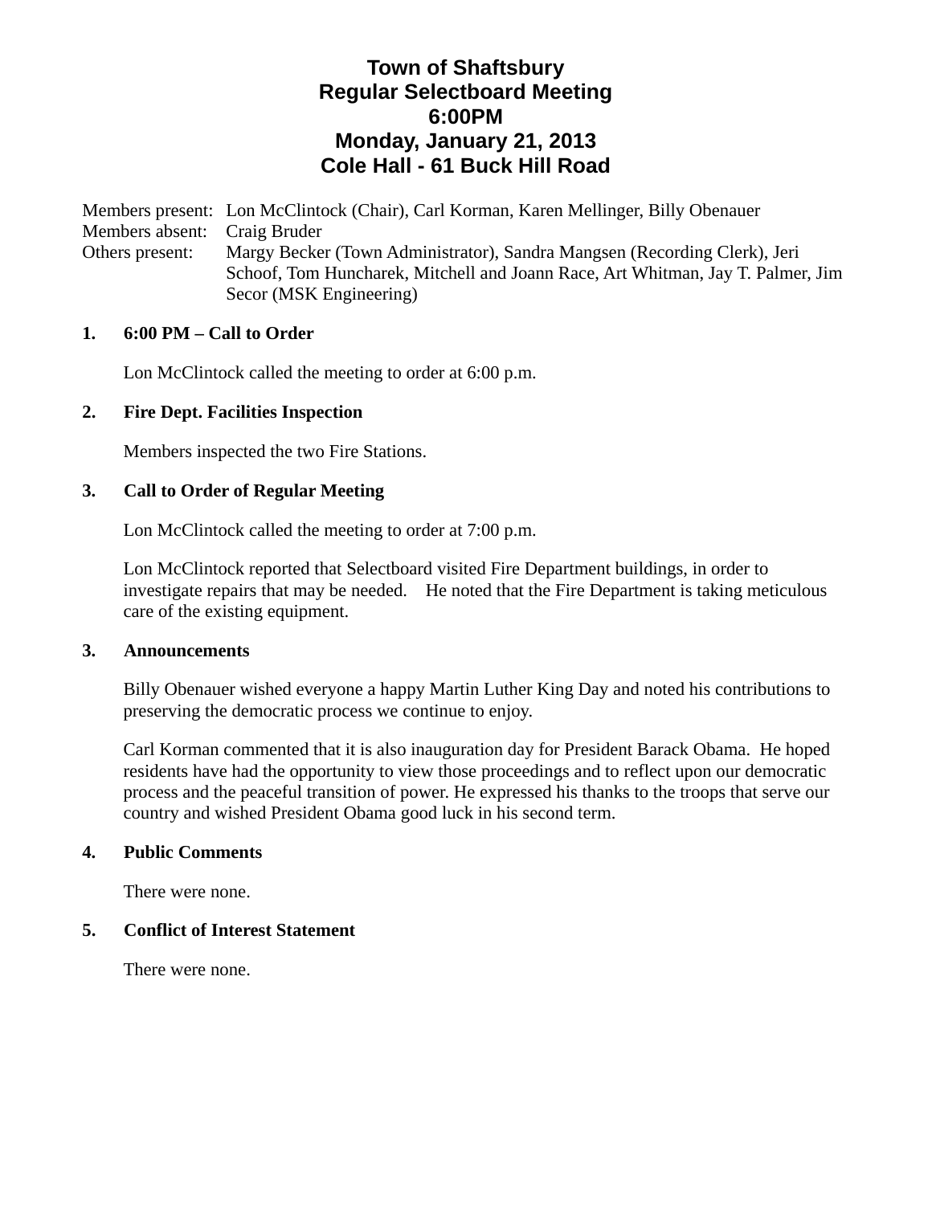# Town of Shaftsbury
# Regular Selectboard Meeting
# 6:00PM
# Monday, January 21, 2013
# Cole Hall - 61 Buck Hill Road

Members present: Lon McClintock (Chair), Carl Korman, Karen Mellinger, Billy Obenauer
Members absent: Craig Bruder
Others present: Margy Becker (Town Administrator), Sandra Mangsen (Recording Clerk), Jeri Schoof, Tom Huncharek, Mitchell and Joann Race, Art Whitman, Jay T. Palmer, Jim Secor (MSK Engineering)

**1. 6:00 PM – Call to Order**

Lon McClintock called the meeting to order at 6:00 p.m.

**2. Fire Dept. Facilities Inspection**

Members inspected the two Fire Stations.

**3. Call to Order of Regular Meeting**

Lon McClintock called the meeting to order at 7:00 p.m.

Lon McClintock reported that Selectboard visited Fire Department buildings, in order to investigate repairs that may be needed. He noted that the Fire Department is taking meticulous care of the existing equipment.

**3. Announcements**

Billy Obenauer wished everyone a happy Martin Luther King Day and noted his contributions to preserving the democratic process we continue to enjoy.

Carl Korman commented that it is also inauguration day for President Barack Obama. He hoped residents have had the opportunity to view those proceedings and to reflect upon our democratic process and the peaceful transition of power. He expressed his thanks to the troops that serve our country and wished President Obama good luck in his second term.

**4. Public Comments**

There were none.

**5. Conflict of Interest Statement**

There were none.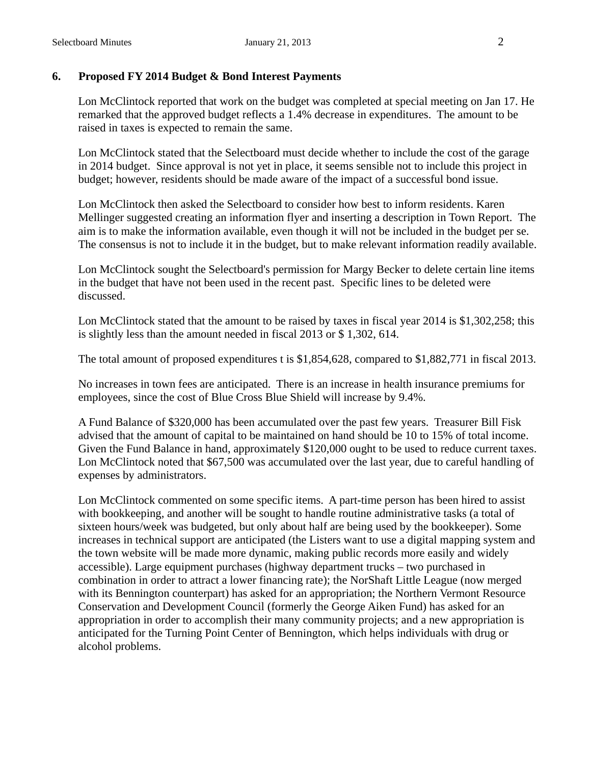**6. Proposed FY 2014 Budget & Bond Interest Payments**

Lon McClintock reported that work on the budget was completed at special meeting on Jan 17. He remarked that the approved budget reflects a 1.4% decrease in expenditures. The amount to be raised in taxes is expected to remain the same.

Lon McClintock stated that the Selectboard must decide whether to include the cost of the garage in 2014 budget. Since approval is not yet in place, it seems sensible not to include this project in budget; however, residents should be made aware of the impact of a successful bond issue.

Lon McClintock then asked the Selectboard to consider how best to inform residents. Karen Mellinger suggested creating an information flyer and inserting a description in Town Report. The aim is to make the information available, even though it will not be included in the budget per se. The consensus is not to include it in the budget, but to make relevant information readily available.

Lon McClintock sought the Selectboard's permission for Margy Becker to delete certain line items in the budget that have not been used in the recent past. Specific lines to be deleted were discussed.

Lon McClintock stated that the amount to be raised by taxes in fiscal year 2014 is $1,302,258; this is slightly less than the amount needed in fiscal 2013 or $ 1,302, 614.

The total amount of proposed expenditures t is $1,854,628, compared to $1,882,771 in fiscal 2013.

No increases in town fees are anticipated. There is an increase in health insurance premiums for employees, since the cost of Blue Cross Blue Shield will increase by 9.4%.

A Fund Balance of $320,000 has been accumulated over the past few years. Treasurer Bill Fisk advised that the amount of capital to be maintained on hand should be 10 to 15% of total income. Given the Fund Balance in hand, approximately $120,000 ought to be used to reduce current taxes. Lon McClintock noted that $67,500 was accumulated over the last year, due to careful handling of expenses by administrators.

Lon McClintock commented on some specific items. A part-time person has been hired to assist with bookkeeping, and another will be sought to handle routine administrative tasks (a total of sixteen hours/week was budgeted, but only about half are being used by the bookkeeper). Some increases in technical support are anticipated (the Listers want to use a digital mapping system and the town website will be made more dynamic, making public records more easily and widely accessible). Large equipment purchases (highway department trucks – two purchased in combination in order to attract a lower financing rate); the NorShaft Little League (now merged with its Bennington counterpart) has asked for an appropriation; the Northern Vermont Resource Conservation and Development Council (formerly the George Aiken Fund) has asked for an appropriation in order to accomplish their many community projects; and a new appropriation is anticipated for the Turning Point Center of Bennington, which helps individuals with drug or alcohol problems.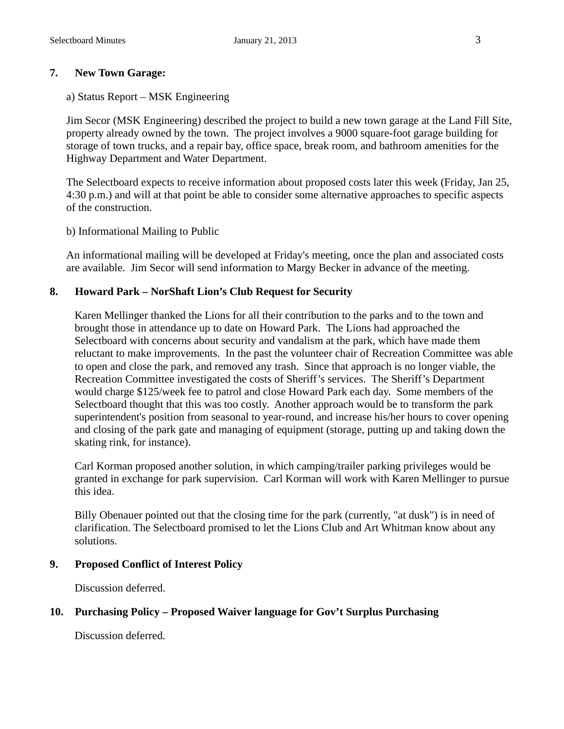**7. New Town Garage:**

a) Status Report – MSK Engineering

Jim Secor (MSK Engineering) described the project to build a new town garage at the Land Fill Site, property already owned by the town. The project involves a 9000 square-foot garage building for storage of town trucks, and a repair bay, office space, break room, and bathroom amenities for the Highway Department and Water Department.

The Selectboard expects to receive information about proposed costs later this week (Friday, Jan 25, 4:30 p.m.) and will at that point be able to consider some alternative approaches to specific aspects of the construction.

b) Informational Mailing to Public

An informational mailing will be developed at Friday's meeting, once the plan and associated costs are available. Jim Secor will send information to Margy Becker in advance of the meeting.

**8. Howard Park – NorShaft Lion's Club Request for Security**

Karen Mellinger thanked the Lions for all their contribution to the parks and to the town and brought those in attendance up to date on Howard Park. The Lions had approached the Selectboard with concerns about security and vandalism at the park, which have made them reluctant to make improvements. In the past the volunteer chair of Recreation Committee was able to open and close the park, and removed any trash. Since that approach is no longer viable, the Recreation Committee investigated the costs of Sheriff's services. The Sheriff's Department would charge $125/week fee to patrol and close Howard Park each day. Some members of the Selectboard thought that this was too costly. Another approach would be to transform the park superintendent's position from seasonal to year-round, and increase his/her hours to cover opening and closing of the park gate and managing of equipment (storage, putting up and taking down the skating rink, for instance).

Carl Korman proposed another solution, in which camping/trailer parking privileges would be granted in exchange for park supervision. Carl Korman will work with Karen Mellinger to pursue this idea.

Billy Obenauer pointed out that the closing time for the park (currently, "at dusk") is in need of clarification. The Selectboard promised to let the Lions Club and Art Whitman know about any solutions.

**9. Proposed Conflict of Interest Policy**

Discussion deferred.

**10. Purchasing Policy – Proposed Waiver language for Gov't Surplus Purchasing**

Discussion deferred.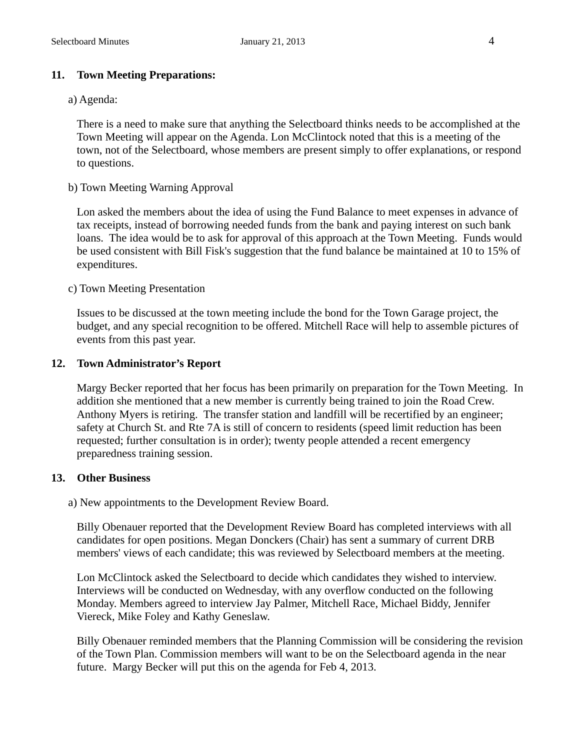## 11. Town Meeting Preparations:

a) Agenda:

There is a need to make sure that anything the Selectboard thinks needs to be accomplished at the Town Meeting will appear on the Agenda. Lon McClintock noted that this is a meeting of the town, not of the Selectboard, whose members are present simply to offer explanations, or respond to questions.

b) Town Meeting Warning Approval

Lon asked the members about the idea of using the Fund Balance to meet expenses in advance of tax receipts, instead of borrowing needed funds from the bank and paying interest on such bank loans. The idea would be to ask for approval of this approach at the Town Meeting. Funds would be used consistent with Bill Fisk's suggestion that the fund balance be maintained at 10 to 15% of expenditures.

c) Town Meeting Presentation

Issues to be discussed at the town meeting include the bond for the Town Garage project, the budget, and any special recognition to be offered. Mitchell Race will help to assemble pictures of events from this past year.

## 12. Town Administrator's Report

Margy Becker reported that her focus has been primarily on preparation for the Town Meeting. In addition she mentioned that a new member is currently being trained to join the Road Crew. Anthony Myers is retiring. The transfer station and landfill will be recertified by an engineer; safety at Church St. and Rte 7A is still of concern to residents (speed limit reduction has been requested; further consultation is in order); twenty people attended a recent emergency preparedness training session.

## 13. Other Business

a) New appointments to the Development Review Board.

Billy Obenauer reported that the Development Review Board has completed interviews with all candidates for open positions. Megan Donckers (Chair) has sent a summary of current DRB members' views of each candidate; this was reviewed by Selectboard members at the meeting.

Lon McClintock asked the Selectboard to decide which candidates they wished to interview. Interviews will be conducted on Wednesday, with any overflow conducted on the following Monday. Members agreed to interview Jay Palmer, Mitchell Race, Michael Biddy, Jennifer Viereck, Mike Foley and Kathy Geneslaw.

Billy Obenauer reminded members that the Planning Commission will be considering the revision of the Town Plan. Commission members will want to be on the Selectboard agenda in the near future. Margy Becker will put this on the agenda for Feb 4, 2013.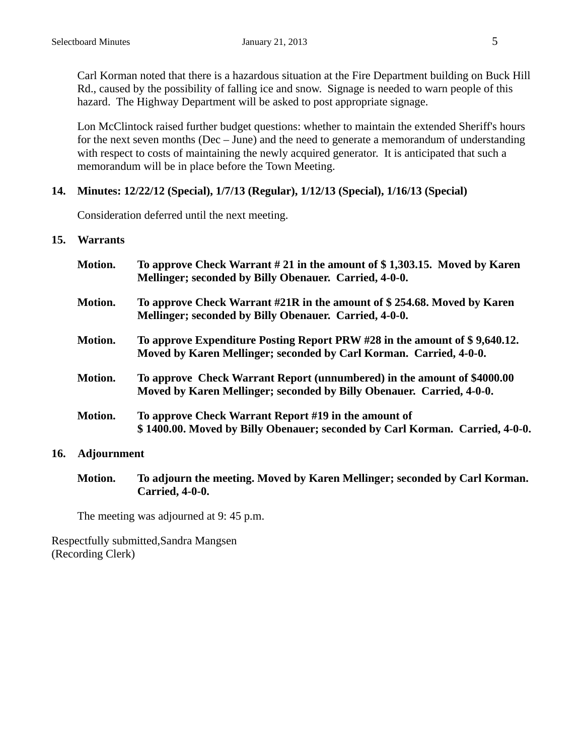Carl Korman noted that there is a hazardous situation at the Fire Department building on Buck Hill Rd., caused by the possibility of falling ice and snow. Signage is needed to warn people of this hazard. The Highway Department will be asked to post appropriate signage.

Lon McClintock raised further budget questions: whether to maintain the extended Sheriff's hours for the next seven months (Dec – June) and the need to generate a memorandum of understanding with respect to costs of maintaining the newly acquired generator. It is anticipated that such a memorandum will be in place before the Town Meeting.

**14. Minutes: 12/22/12 (Special), 1/7/13 (Regular), 1/12/13 (Special), 1/16/13 (Special)**

Consideration deferred until the next meeting.

**15. Warrants**

**Motion. To approve Check Warrant # 21 in the amount of $ 1,303.15. Moved by Karen Mellinger; seconded by Billy Obenauer. Carried, 4-0-0.**

**Motion. To approve Check Warrant #21R in the amount of $ 254.68. Moved by Karen Mellinger; seconded by Billy Obenauer. Carried, 4-0-0.**

**Motion. To approve Expenditure Posting Report PRW #28 in the amount of $ 9,640.12. Moved by Karen Mellinger; seconded by Carl Korman. Carried, 4-0-0.**

**Motion. To approve Check Warrant Report (unnumbered) in the amount of $4000.00 Moved by Karen Mellinger; seconded by Billy Obenauer. Carried, 4-0-0.**

**Motion. To approve Check Warrant Report #19 in the amount of $ 1400.00. Moved by Billy Obenauer; seconded by Carl Korman. Carried, 4-0-0.**

**16. Adjournment**

**Motion. To adjourn the meeting. Moved by Karen Mellinger; seconded by Carl Korman. Carried, 4-0-0.**

The meeting was adjourned at 9: 45 p.m.

Respectfully submitted,Sandra Mangsen
(Recording Clerk)